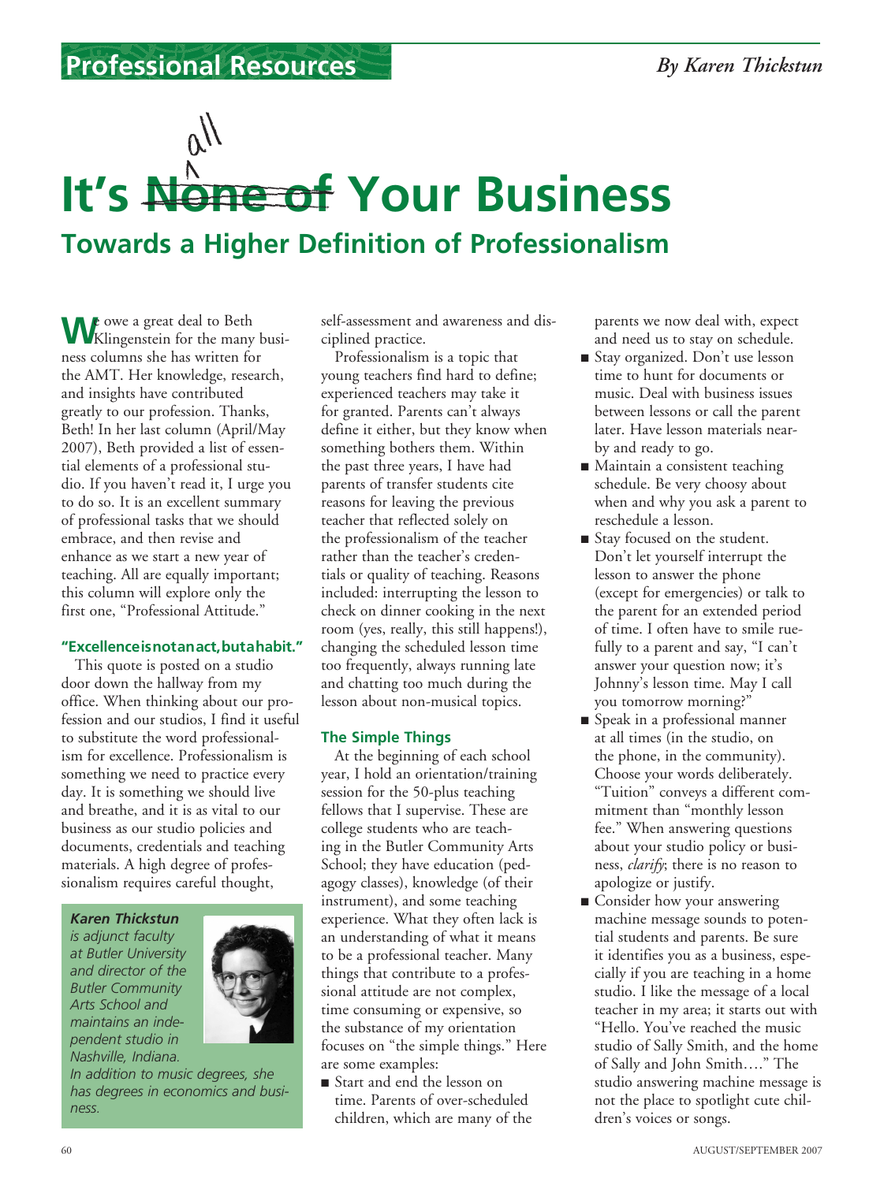Professional Resources

By Karen Thickstun

# It's ~~None of~~ all Your Business

## Towards a Higher Definition of Professionalism

We owe a great deal to Beth Klingenstein for the many business columns she has written for the AMT. Her knowledge, research, and insights have contributed greatly to our profession. Thanks, Beth! In her last column (April/May 2007), Beth provided a list of essential elements of a professional studio. If you haven't read it, I urge you to do so. It is an excellent summary of professional tasks that we should embrace, and then revise and enhance as we start a new year of teaching. All are equally important; this column will explore only the first one, "Professional Attitude."

**"Excellence is not an act, but a habit."**

This quote is posted on a studio door down the hallway from my office. When thinking about our profession and our studios, I find it useful to substitute the word professionalism for excellence. Professionalism is something we need to practice every day. It is something we should live and breathe, and it is as vital to our business as our studio policies and documents, credentials and teaching materials. A high degree of professionalism requires careful thought, self-assessment and awareness and disciplined practice.

*Karen Thickstun is adjunct faculty at Butler University and director of the Butler Community Arts School and maintains an independent studio in Nashville, Indiana. In addition to music degrees, she has degrees in economics and business.*

Professionalism is a topic that young teachers find hard to define; experienced teachers may take it for granted. Parents can't always define it either, but they know when something bothers them. Within the past three years, I have had parents of transfer students cite reasons for leaving the previous teacher that reflected solely on the professionalism of the teacher rather than the teacher's credentials or quality of teaching. Reasons included: interrupting the lesson to check on dinner cooking in the next room (yes, really, this still happens!), changing the scheduled lesson time too frequently, always running late and chatting too much during the lesson about non-musical topics.

### The Simple Things

At the beginning of each school year, I hold an orientation/training session for the 50-plus teaching fellows that I supervise. These are college students who are teaching in the Butler Community Arts School; they have education (pedagogy classes), knowledge (of their instrument), and some teaching experience. What they often lack is an understanding of what it means to be a professional teacher. Many things that contribute to a professional attitude are not complex, time consuming or expensive, so the substance of my orientation focuses on "the simple things." Here are some examples:

- Start and end the lesson on time. Parents of over-scheduled children, which are many of the parents we now deal with, expect and need us to stay on schedule.
- Stay organized. Don't use lesson time to hunt for documents or music. Deal with business issues between lessons or call the parent later. Have lesson materials nearby and ready to go.
- Maintain a consistent teaching schedule. Be very choosy about when and why you ask a parent to reschedule a lesson.
- Stay focused on the student. Don't let yourself interrupt the lesson to answer the phone (except for emergencies) or talk to the parent for an extended period of time. I often have to smile ruefully to a parent and say, "I can't answer your question now; it's Johnny's lesson time. May I call you tomorrow morning?"
- Speak in a professional manner at all times (in the studio, on the phone, in the community). Choose your words deliberately. "Tuition" conveys a different commitment than "monthly lesson fee." When answering questions about your studio policy or business, *clarify*; there is no reason to apologize or justify.
- Consider how your answering machine message sounds to potential students and parents. Be sure it identifies you as a business, especially if you are teaching in a home studio. I like the message of a local teacher in my area; it starts out with "Hello. You've reached the music studio of Sally Smith, and the home of Sally and John Smith…." The studio answering machine message is not the place to spotlight cute children's voices or songs.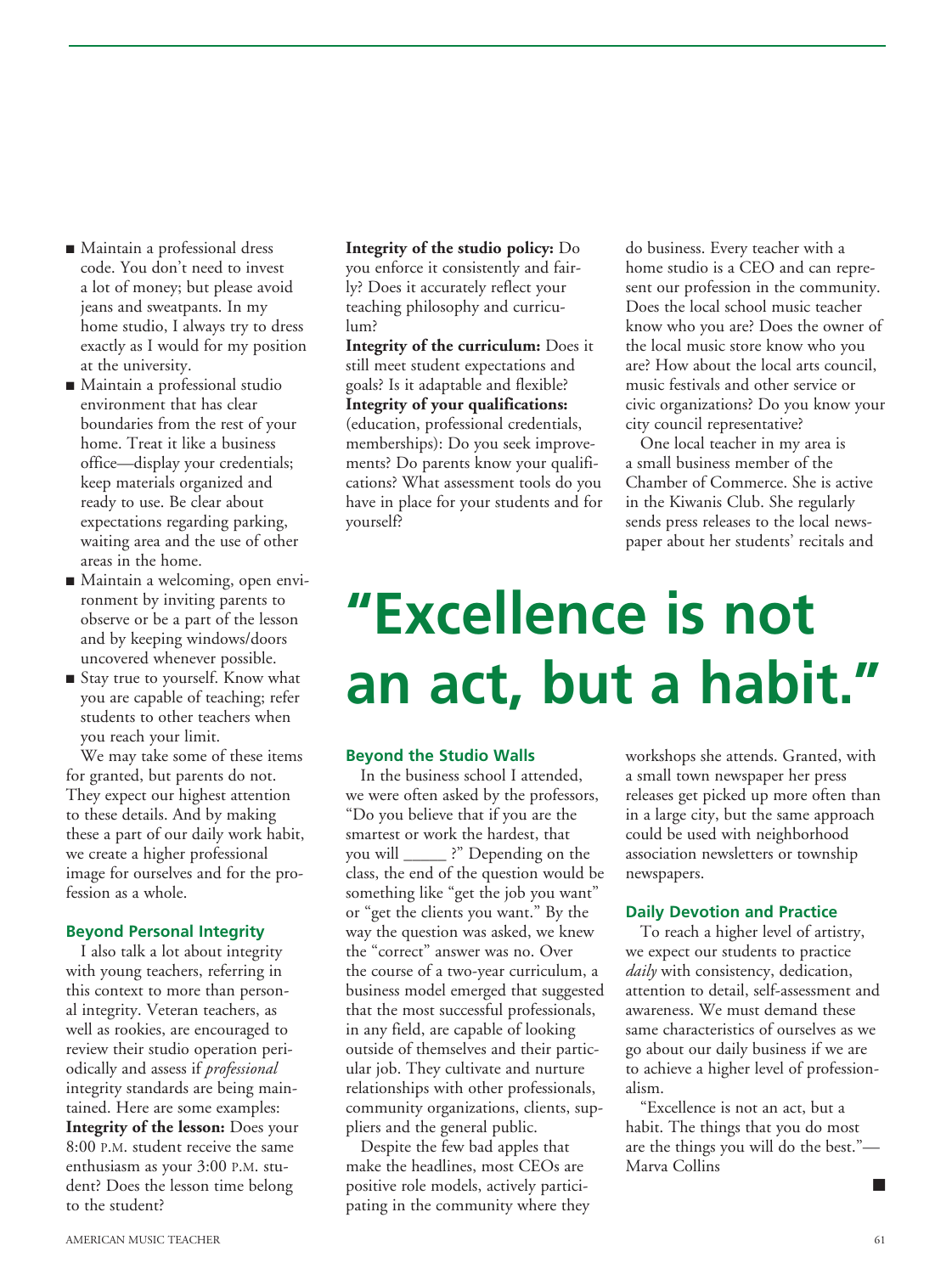- Maintain a professional dress code. You don't need to invest a lot of money; but please avoid jeans and sweatpants. In my home studio, I always try to dress exactly as I would for my position at the university.
- Maintain a professional studio environment that has clear boundaries from the rest of your home. Treat it like a business office—display your credentials; keep materials organized and ready to use. Be clear about expectations regarding parking, waiting area and the use of other areas in the home.
- Maintain a welcoming, open environment by inviting parents to observe or be a part of the lesson and by keeping windows/doors uncovered whenever possible.
- Stay true to yourself. Know what you are capable of teaching; refer students to other teachers when you reach your limit.

We may take some of these items for granted, but parents do not. They expect our highest attention to these details. And by making these a part of our daily work habit, we create a higher professional image for ourselves and for the profession as a whole.

### Beyond Personal Integrity

I also talk a lot about integrity with young teachers, referring in this context to more than personal integrity. Veteran teachers, as well as rookies, are encouraged to review their studio operation periodically and assess if *professional* integrity standards are being maintained. Here are some examples:

**Integrity of the lesson:** Does your 8:00 P.M. student receive the same enthusiasm as your 3:00 P.M. student? Does the lesson time belong to the student?

**Integrity of the studio policy:** Do you enforce it consistently and fairly? Does it accurately reflect your teaching philosophy and curriculum?

**Integrity of the curriculum:** Does it still meet student expectations and goals? Is it adaptable and flexible?

**Integrity of your qualifications:** (education, professional credentials, memberships): Do you seek improvements? Do parents know your qualifications? What assessment tools do you have in place for your students and for yourself?

## "Excellence is not an act, but a habit."

### Beyond the Studio Walls

In the business school I attended, we were often asked by the professors, "Do you believe that if you are the smartest or work the hardest, that you will _____ ?" Depending on the class, the end of the question would be something like "get the job you want" or "get the clients you want." By the way the question was asked, we knew the "correct" answer was no. Over the course of a two-year curriculum, a business model emerged that suggested that the most successful professionals, in any field, are capable of looking outside of themselves and their particular job. They cultivate and nurture relationships with other professionals, community organizations, clients, suppliers and the general public.

Despite the few bad apples that make the headlines, most CEOs are positive role models, actively participating in the community where they do business. Every teacher with a home studio is a CEO and can represent our profession in the community. Does the local school music teacher know who you are? Does the owner of the local music store know who you are? How about the local arts council, music festivals and other service or civic organizations? Do you know your city council representative?

One local teacher in my area is a small business member of the Chamber of Commerce. She is active in the Kiwanis Club. She regularly sends press releases to the local newspaper about her students' recitals and workshops she attends. Granted, with a small town newspaper her press releases get picked up more often than in a large city, but the same approach could be used with neighborhood association newsletters or township newspapers.

### Daily Devotion and Practice

To reach a higher level of artistry, we expect our students to practice *daily* with consistency, dedication, attention to detail, self-assessment and awareness. We must demand these same characteristics of ourselves as we go about our daily business if we are to achieve a higher level of professionalism.

"Excellence is not an act, but a habit. The things that you do most are the things you will do the best."—Marva Collins

■